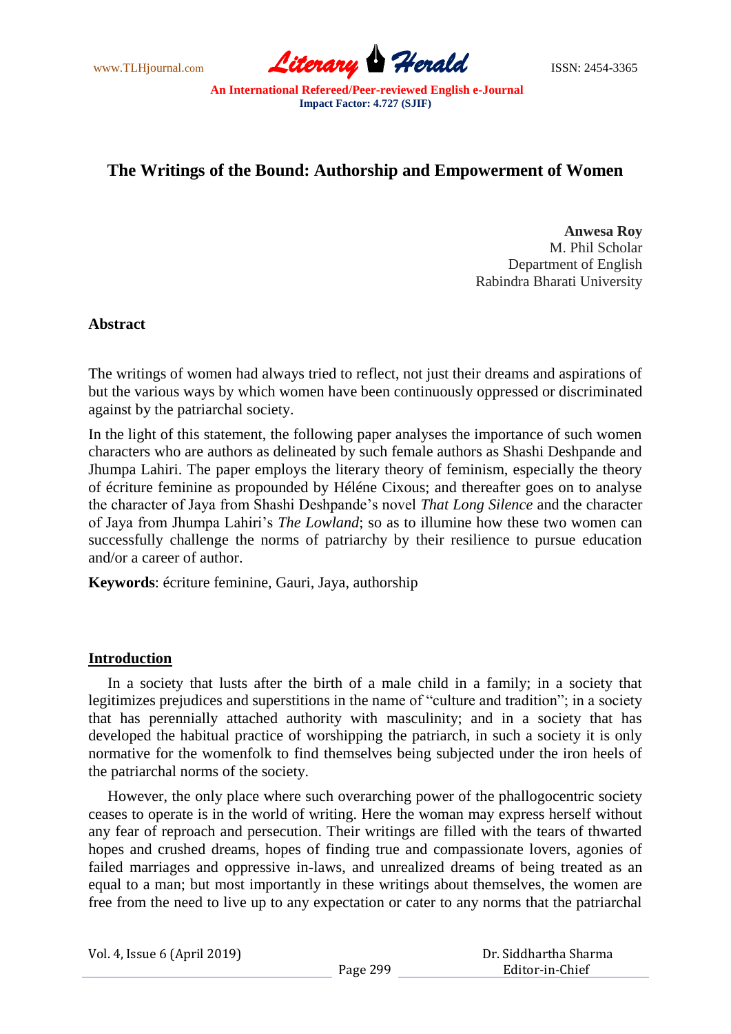# The Writings of the Bound: Authorship and Empowerment of Women

**Anwesa Roy**
M. Phil Scholar
Department of English
Rabindra Bharati University

## Abstract

The writings of women had always tried to reflect, not just their dreams and aspirations of but the various ways by which women have been continuously oppressed or discriminated against by the patriarchal society.

In the light of this statement, the following paper analyses the importance of such women characters who are authors as delineated by such female authors as Shashi Deshpande and Jhumpa Lahiri. The paper employs the literary theory of feminism, especially the theory of écriture feminine as propounded by Héléne Cixous; and thereafter goes on to analyse the character of Jaya from Shashi Deshpande's novel *That Long Silence* and the character of Jaya from Jhumpa Lahiri's *The Lowland*; so as to illumine how these two women can successfully challenge the norms of patriarchy by their resilience to pursue education and/or a career of author.

**Keywords**: écriture feminine, Gauri, Jaya, authorship

## Introduction

In a society that lusts after the birth of a male child in a family; in a society that legitimizes prejudices and superstitions in the name of "culture and tradition"; in a society that has perennially attached authority with masculinity; and in a society that has developed the habitual practice of worshipping the patriarch, in such a society it is only normative for the womenfolk to find themselves being subjected under the iron heels of the patriarchal norms of the society.

However, the only place where such overarching power of the phallogocentric society ceases to operate is in the world of writing. Here the woman may express herself without any fear of reproach and persecution. Their writings are filled with the tears of thwarted hopes and crushed dreams, hopes of finding true and compassionate lovers, agonies of failed marriages and oppressive in-laws, and unrealized dreams of being treated as an equal to a man; but most importantly in these writings about themselves, the women are free from the need to live up to any expectation or cater to any norms that the patriarchal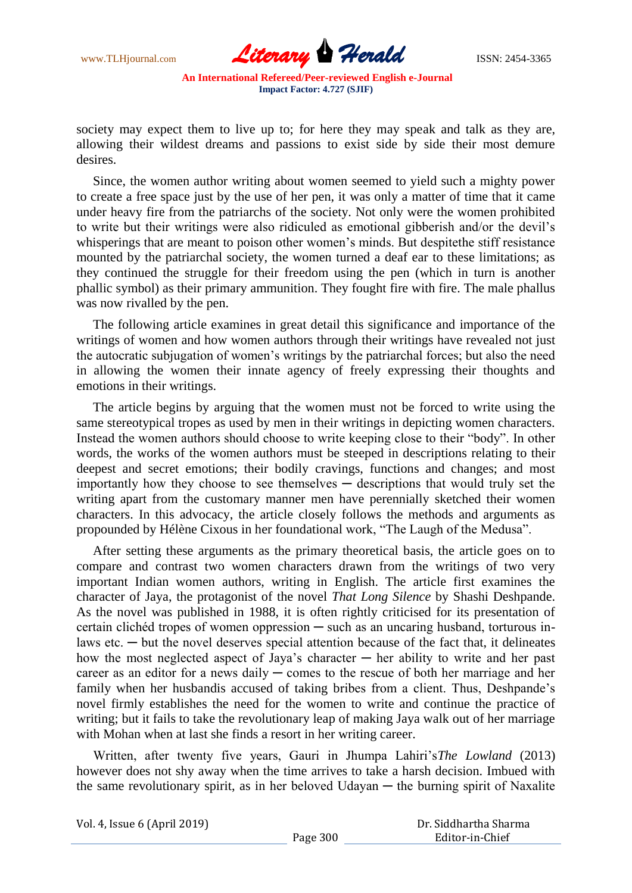society may expect them to live up to; for here they may speak and talk as they are, allowing their wildest dreams and passions to exist side by side their most demure desires.

Since, the women author writing about women seemed to yield such a mighty power to create a free space just by the use of her pen, it was only a matter of time that it came under heavy fire from the patriarchs of the society. Not only were the women prohibited to write but their writings were also ridiculed as emotional gibberish and/or the devil's whisperings that are meant to poison other women's minds. But despitethe stiff resistance mounted by the patriarchal society, the women turned a deaf ear to these limitations; as they continued the struggle for their freedom using the pen (which in turn is another phallic symbol) as their primary ammunition. They fought fire with fire. The male phallus was now rivalled by the pen.

The following article examines in great detail this significance and importance of the writings of women and how women authors through their writings have revealed not just the autocratic subjugation of women's writings by the patriarchal forces; but also the need in allowing the women their innate agency of freely expressing their thoughts and emotions in their writings.

The article begins by arguing that the women must not be forced to write using the same stereotypical tropes as used by men in their writings in depicting women characters. Instead the women authors should choose to write keeping close to their "body". In other words, the works of the women authors must be steeped in descriptions relating to their deepest and secret emotions; their bodily cravings, functions and changes; and most importantly how they choose to see themselves ─ descriptions that would truly set the writing apart from the customary manner men have perennially sketched their women characters. In this advocacy, the article closely follows the methods and arguments as propounded by Hélène Cixous in her foundational work, "The Laugh of the Medusa".

After setting these arguments as the primary theoretical basis, the article goes on to compare and contrast two women characters drawn from the writings of two very important Indian women authors, writing in English. The article first examines the character of Jaya, the protagonist of the novel *That Long Silence* by Shashi Deshpande. As the novel was published in 1988, it is often rightly criticised for its presentation of certain clichéd tropes of women oppression ─ such as an uncaring husband, torturous in-laws etc. ─ but the novel deserves special attention because of the fact that, it delineates how the most neglected aspect of Jaya's character ─ her ability to write and her past career as an editor for a news daily ─ comes to the rescue of both her marriage and her family when her husbandis accused of taking bribes from a client. Thus, Deshpande's novel firmly establishes the need for the women to write and continue the practice of writing; but it fails to take the revolutionary leap of making Jaya walk out of her marriage with Mohan when at last she finds a resort in her writing career.

Written, after twenty five years, Gauri in Jhumpa Lahiri's*The Lowland* (2013) however does not shy away when the time arrives to take a harsh decision. Imbued with the same revolutionary spirit, as in her beloved Udayan ─ the burning spirit of Naxalite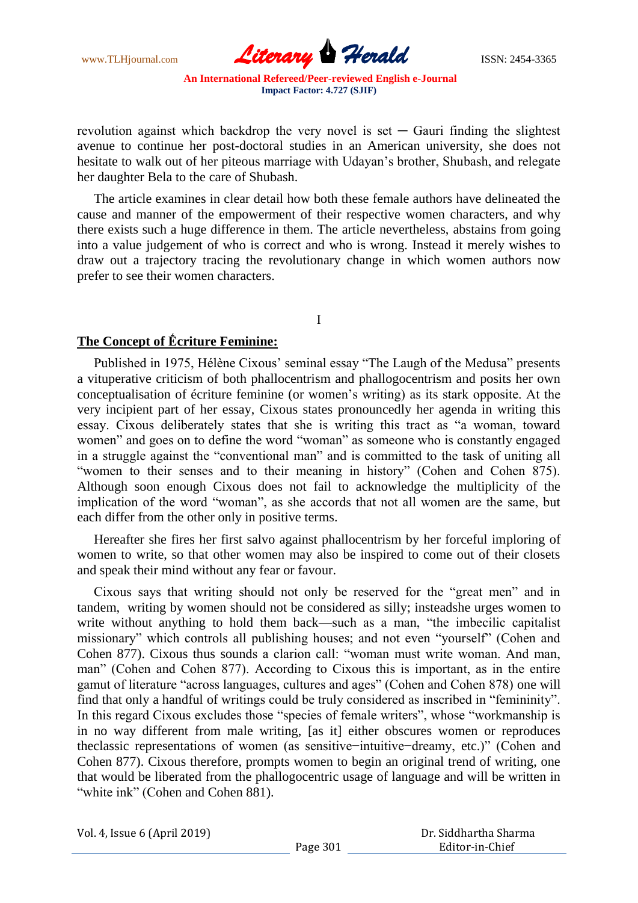revolution against which backdrop the very novel is set ─ Gauri finding the slightest avenue to continue her post-doctoral studies in an American university, she does not hesitate to walk out of her piteous marriage with Udayan's brother, Shubash, and relegate her daughter Bela to the care of Shubash.

The article examines in clear detail how both these female authors have delineated the cause and manner of the empowerment of their respective women characters, and why there exists such a huge difference in them. The article nevertheless, abstains from going into a value judgement of who is correct and who is wrong. Instead it merely wishes to draw out a trajectory tracing the revolutionary change in which women authors now prefer to see their women characters.

I

## The Concept of Ếcriture Feminine:

Published in 1975, Hélène Cixous' seminal essay "The Laugh of the Medusa" presents a vituperative criticism of both phallocentrism and phallogocentrism and posits her own conceptualisation of écriture feminine (or women's writing) as its stark opposite. At the very incipient part of her essay, Cixous states pronouncedly her agenda in writing this essay. Cixous deliberately states that she is writing this tract as "a woman, toward women" and goes on to define the word "woman" as someone who is constantly engaged in a struggle against the "conventional man" and is committed to the task of uniting all "women to their senses and to their meaning in history" (Cohen and Cohen 875). Although soon enough Cixous does not fail to acknowledge the multiplicity of the implication of the word "woman", as she accords that not all women are the same, but each differ from the other only in positive terms.

Hereafter she fires her first salvo against phallocentrism by her forceful imploring of women to write, so that other women may also be inspired to come out of their closets and speak their mind without any fear or favour.

Cixous says that writing should not only be reserved for the "great men" and in tandem, writing by women should not be considered as silly; insteadshe urges women to write without anything to hold them back—such as a man, "the imbecilic capitalist missionary" which controls all publishing houses; and not even "yourself" (Cohen and Cohen 877). Cixous thus sounds a clarion call: "woman must write woman. And man, man" (Cohen and Cohen 877). According to Cixous this is important, as in the entire gamut of literature "across languages, cultures and ages" (Cohen and Cohen 878) one will find that only a handful of writings could be truly considered as inscribed in "femininity". In this regard Cixous excludes those "species of female writers", whose "workmanship is in no way different from male writing, [as it] either obscures women or reproduces theclassic representations of women (as sensitive−intuitive−dreamy, etc.)" (Cohen and Cohen 877). Cixous therefore, prompts women to begin an original trend of writing, one that would be liberated from the phallogocentric usage of language and will be written in "white ink" (Cohen and Cohen 881).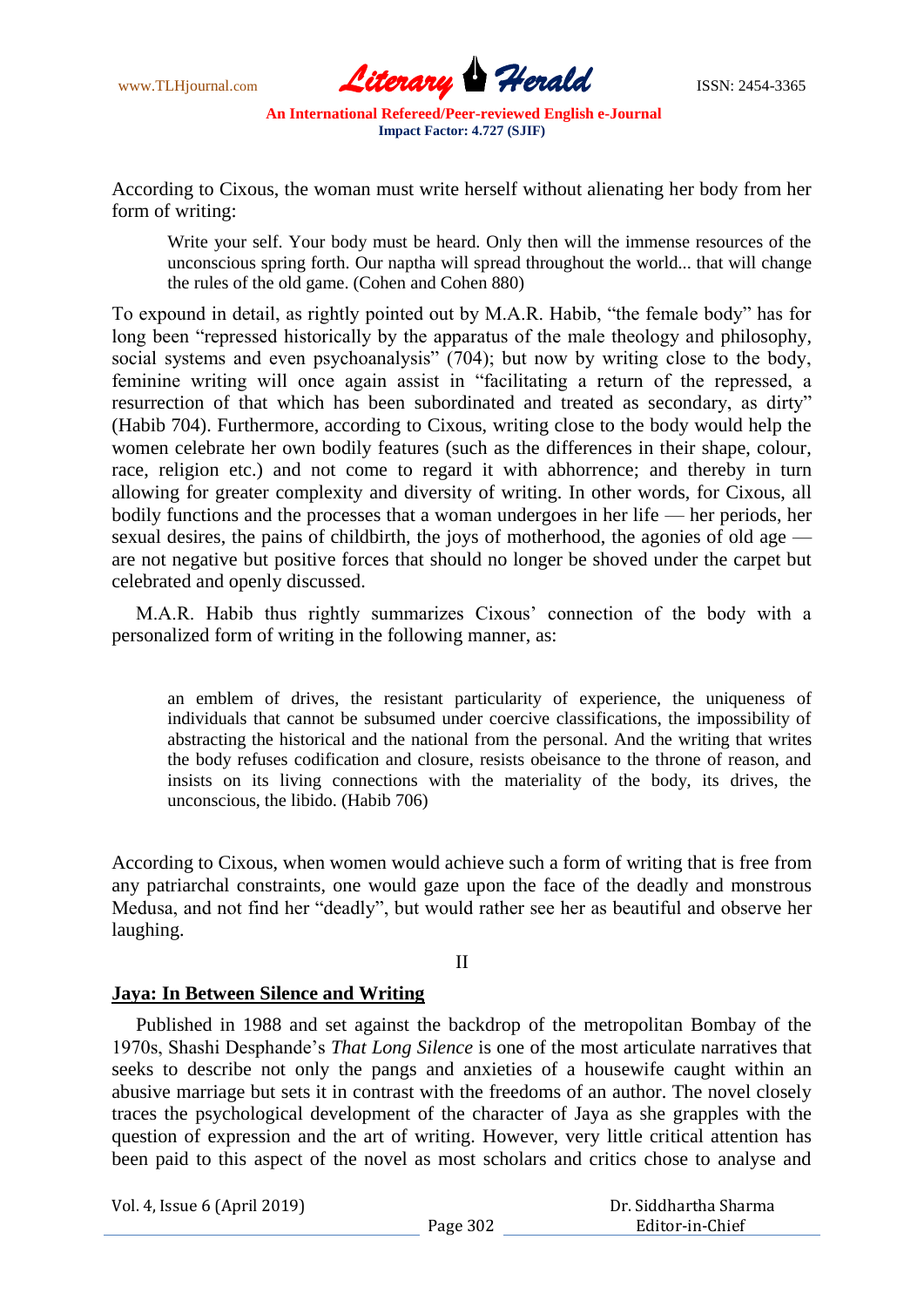According to Cixous, the woman must write herself without alienating her body from her form of writing:

> Write your self. Your body must be heard. Only then will the immense resources of the unconscious spring forth. Our naptha will spread throughout the world... that will change the rules of the old game. (Cohen and Cohen 880)

To expound in detail, as rightly pointed out by M.A.R. Habib, "the female body" has for long been "repressed historically by the apparatus of the male theology and philosophy, social systems and even psychoanalysis" (704); but now by writing close to the body, feminine writing will once again assist in "facilitating a return of the repressed, a resurrection of that which has been subordinated and treated as secondary, as dirty" (Habib 704). Furthermore, according to Cixous, writing close to the body would help the women celebrate her own bodily features (such as the differences in their shape, colour, race, religion etc.) and not come to regard it with abhorrence; and thereby in turn allowing for greater complexity and diversity of writing. In other words, for Cixous, all bodily functions and the processes that a woman undergoes in her life — her periods, her sexual desires, the pains of childbirth, the joys of motherhood, the agonies of old age — are not negative but positive forces that should no longer be shoved under the carpet but celebrated and openly discussed.

M.A.R. Habib thus rightly summarizes Cixous' connection of the body with a personalized form of writing in the following manner, as:

> an emblem of drives, the resistant particularity of experience, the uniqueness of individuals that cannot be subsumed under coercive classifications, the impossibility of abstracting the historical and the national from the personal. And the writing that writes the body refuses codification and closure, resists obeisance to the throne of reason, and insists on its living connections with the materiality of the body, its drives, the unconscious, the libido. (Habib 706)

According to Cixous, when women would achieve such a form of writing that is free from any patriarchal constraints, one would gaze upon the face of the deadly and monstrous Medusa, and not find her "deadly", but would rather see her as beautiful and observe her laughing.

II

## **Jaya: In Between Silence and Writing**

Published in 1988 and set against the backdrop of the metropolitan Bombay of the 1970s, Shashi Desphande's *That Long Silence* is one of the most articulate narratives that seeks to describe not only the pangs and anxieties of a housewife caught within an abusive marriage but sets it in contrast with the freedoms of an author. The novel closely traces the psychological development of the character of Jaya as she grapples with the question of expression and the art of writing. However, very little critical attention has been paid to this aspect of the novel as most scholars and critics chose to analyse and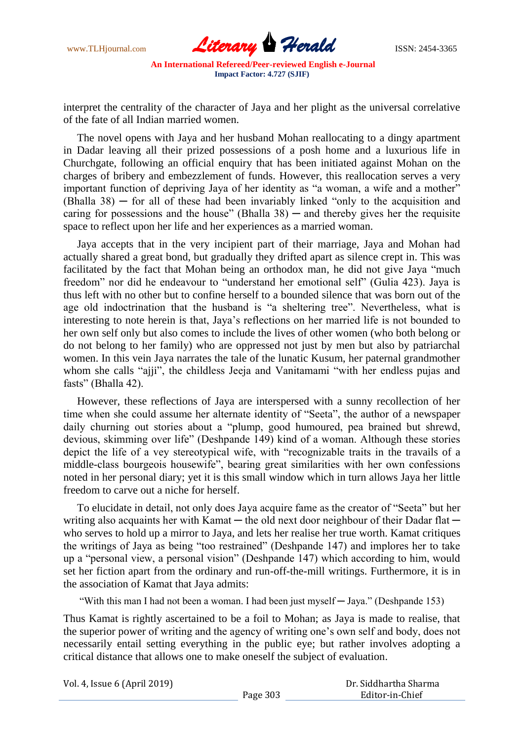interpret the centrality of the character of Jaya and her plight as the universal correlative of the fate of all Indian married women.

The novel opens with Jaya and her husband Mohan reallocating to a dingy apartment in Dadar leaving all their prized possessions of a posh home and a luxurious life in Churchgate, following an official enquiry that has been initiated against Mohan on the charges of bribery and embezzlement of funds. However, this reallocation serves a very important function of depriving Jaya of her identity as "a woman, a wife and a mother" (Bhalla 38) ─ for all of these had been invariably linked "only to the acquisition and caring for possessions and the house" (Bhalla 38) ─ and thereby gives her the requisite space to reflect upon her life and her experiences as a married woman.

Jaya accepts that in the very incipient part of their marriage, Jaya and Mohan had actually shared a great bond, but gradually they drifted apart as silence crept in. This was facilitated by the fact that Mohan being an orthodox man, he did not give Jaya "much freedom" nor did he endeavour to "understand her emotional self" (Gulia 423). Jaya is thus left with no other but to confine herself to a bounded silence that was born out of the age old indoctrination that the husband is "a sheltering tree". Nevertheless, what is interesting to note herein is that, Jaya's reflections on her married life is not bounded to her own self only but also comes to include the lives of other women (who both belong or do not belong to her family) who are oppressed not just by men but also by patriarchal women. In this vein Jaya narrates the tale of the lunatic Kusum, her paternal grandmother whom she calls "ajji", the childless Jeeja and Vanitamami "with her endless pujas and fasts" (Bhalla 42).

However, these reflections of Jaya are interspersed with a sunny recollection of her time when she could assume her alternate identity of "Seeta", the author of a newspaper daily churning out stories about a "plump, good humoured, pea brained but shrewd, devious, skimming over life" (Deshpande 149) kind of a woman. Although these stories depict the life of a vey stereotypical wife, with "recognizable traits in the travails of a middle-class bourgeois housewife", bearing great similarities with her own confessions noted in her personal diary; yet it is this small window which in turn allows Jaya her little freedom to carve out a niche for herself.

To elucidate in detail, not only does Jaya acquire fame as the creator of "Seeta" but her writing also acquaints her with Kamat ─ the old next door neighbour of their Dadar flat ─ who serves to hold up a mirror to Jaya, and lets her realise her true worth. Kamat critiques the writings of Jaya as being "too restrained" (Deshpande 147) and implores her to take up a "personal view, a personal vision" (Deshpande 147) which according to him, would set her fiction apart from the ordinary and run-off-the-mill writings. Furthermore, it is in the association of Kamat that Jaya admits:

"With this man I had not been a woman. I had been just myself ─ Jaya." (Deshpande 153)

Thus Kamat is rightly ascertained to be a foil to Mohan; as Jaya is made to realise, that the superior power of writing and the agency of writing one's own self and body, does not necessarily entail setting everything in the public eye; but rather involves adopting a critical distance that allows one to make oneself the subject of evaluation.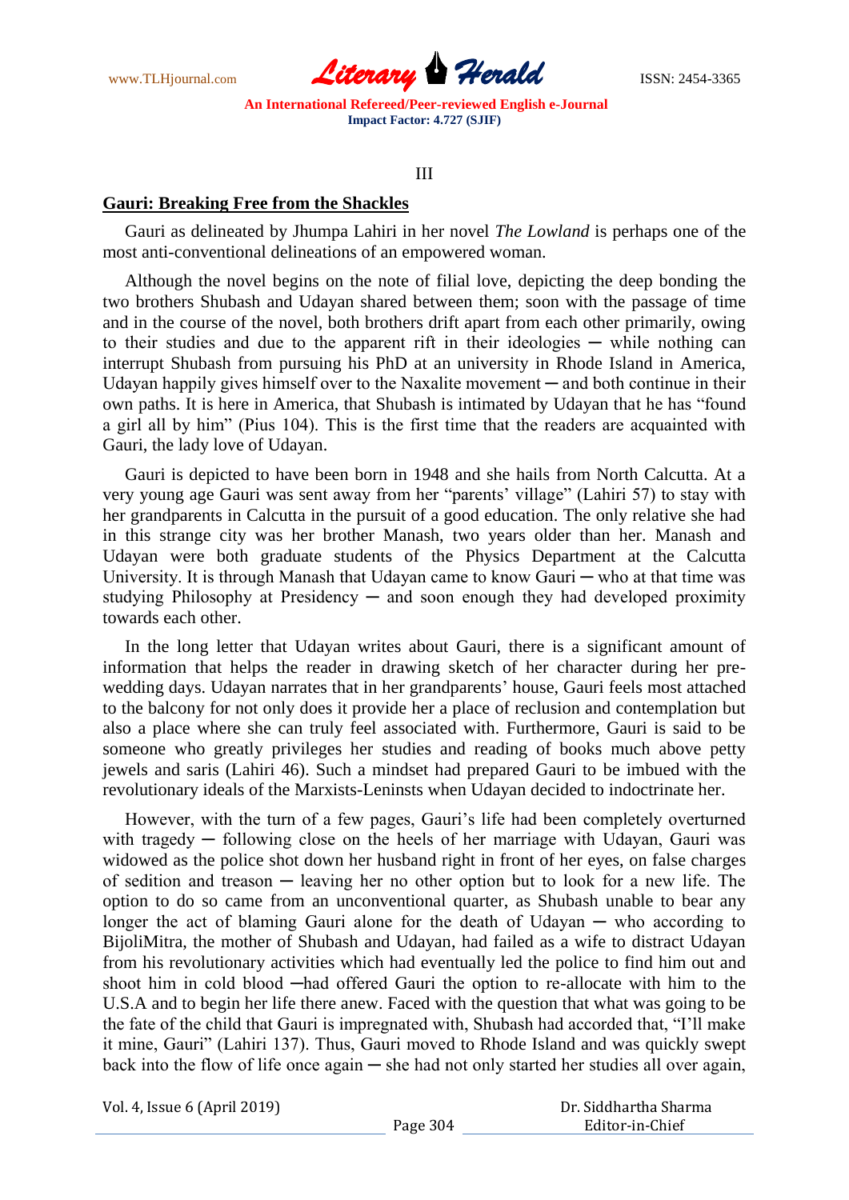III

**Gauri: Breaking Free from the Shackles**

Gauri as delineated by Jhumpa Lahiri in her novel *The Lowland* is perhaps one of the most anti-conventional delineations of an empowered woman.

Although the novel begins on the note of filial love, depicting the deep bonding the two brothers Shubash and Udayan shared between them; soon with the passage of time and in the course of the novel, both brothers drift apart from each other primarily, owing to their studies and due to the apparent rift in their ideologies ─ while nothing can interrupt Shubash from pursuing his PhD at an university in Rhode Island in America, Udayan happily gives himself over to the Naxalite movement ─ and both continue in their own paths. It is here in America, that Shubash is intimated by Udayan that he has "found a girl all by him" (Pius 104). This is the first time that the readers are acquainted with Gauri, the lady love of Udayan.

Gauri is depicted to have been born in 1948 and she hails from North Calcutta. At a very young age Gauri was sent away from her "parents' village" (Lahiri 57) to stay with her grandparents in Calcutta in the pursuit of a good education. The only relative she had in this strange city was her brother Manash, two years older than her. Manash and Udayan were both graduate students of the Physics Department at the Calcutta University. It is through Manash that Udayan came to know Gauri ─ who at that time was studying Philosophy at Presidency ─ and soon enough they had developed proximity towards each other.

In the long letter that Udayan writes about Gauri, there is a significant amount of information that helps the reader in drawing sketch of her character during her pre-wedding days. Udayan narrates that in her grandparents' house, Gauri feels most attached to the balcony for not only does it provide her a place of reclusion and contemplation but also a place where she can truly feel associated with. Furthermore, Gauri is said to be someone who greatly privileges her studies and reading of books much above petty jewels and saris (Lahiri 46). Such a mindset had prepared Gauri to be imbued with the revolutionary ideals of the Marxists-Leninsts when Udayan decided to indoctrinate her.

However, with the turn of a few pages, Gauri's life had been completely overturned with tragedy ─ following close on the heels of her marriage with Udayan, Gauri was widowed as the police shot down her husband right in front of her eyes, on false charges of sedition and treason ─ leaving her no other option but to look for a new life. The option to do so came from an unconventional quarter, as Shubash unable to bear any longer the act of blaming Gauri alone for the death of Udayan ─ who according to BijoliMitra, the mother of Shubash and Udayan, had failed as a wife to distract Udayan from his revolutionary activities which had eventually led the police to find him out and shoot him in cold blood ─had offered Gauri the option to re-allocate with him to the U.S.A and to begin her life there anew. Faced with the question that what was going to be the fate of the child that Gauri is impregnated with, Shubash had accorded that, "I'll make it mine, Gauri" (Lahiri 137). Thus, Gauri moved to Rhode Island and was quickly swept back into the flow of life once again ─ she had not only started her studies all over again,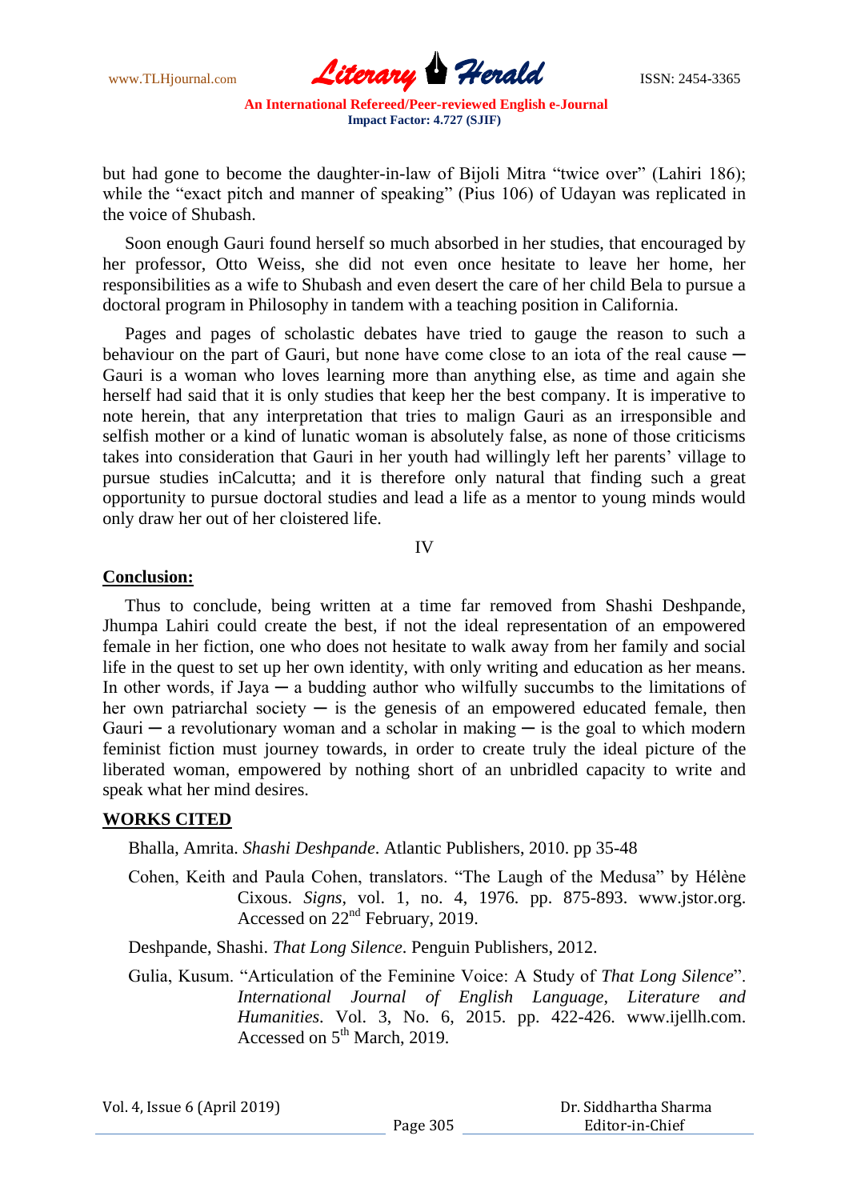but had gone to become the daughter-in-law of Bijoli Mitra "twice over" (Lahiri 186); while the "exact pitch and manner of speaking" (Pius 106) of Udayan was replicated in the voice of Shubash.

Soon enough Gauri found herself so much absorbed in her studies, that encouraged by her professor, Otto Weiss, she did not even once hesitate to leave her home, her responsibilities as a wife to Shubash and even desert the care of her child Bela to pursue a doctoral program in Philosophy in tandem with a teaching position in California.

Pages and pages of scholastic debates have tried to gauge the reason to such a behaviour on the part of Gauri, but none have come close to an iota of the real cause ─ Gauri is a woman who loves learning more than anything else, as time and again she herself had said that it is only studies that keep her the best company. It is imperative to note herein, that any interpretation that tries to malign Gauri as an irresponsible and selfish mother or a kind of lunatic woman is absolutely false, as none of those criticisms takes into consideration that Gauri in her youth had willingly left her parents' village to pursue studies inCalcutta; and it is therefore only natural that finding such a great opportunity to pursue doctoral studies and lead a life as a mentor to young minds would only draw her out of her cloistered life.

IV

## Conclusion:

Thus to conclude, being written at a time far removed from Shashi Deshpande, Jhumpa Lahiri could create the best, if not the ideal representation of an empowered female in her fiction, one who does not hesitate to walk away from her family and social life in the quest to set up her own identity, with only writing and education as her means. In other words, if Jaya ─ a budding author who wilfully succumbs to the limitations of her own patriarchal society ─ is the genesis of an empowered educated female, then Gauri ─ a revolutionary woman and a scholar in making ─ is the goal to which modern feminist fiction must journey towards, in order to create truly the ideal picture of the liberated woman, empowered by nothing short of an unbridled capacity to write and speak what her mind desires.

## WORKS CITED

Bhalla, Amrita. *Shashi Deshpande*. Atlantic Publishers, 2010. pp 35-48

Cohen, Keith and Paula Cohen, translators. "The Laugh of the Medusa" by Hélène Cixous. *Signs*, vol. 1, no. 4, 1976. pp. 875-893. www.jstor.org. Accessed on 22nd February, 2019.

Deshpande, Shashi. *That Long Silence*. Penguin Publishers, 2012.

Gulia, Kusum. "Articulation of the Feminine Voice: A Study of *That Long Silence*". *International Journal of English Language, Literature and Humanities*. Vol. 3, No. 6, 2015. pp. 422-426. www.ijellh.com. Accessed on 5th March, 2019.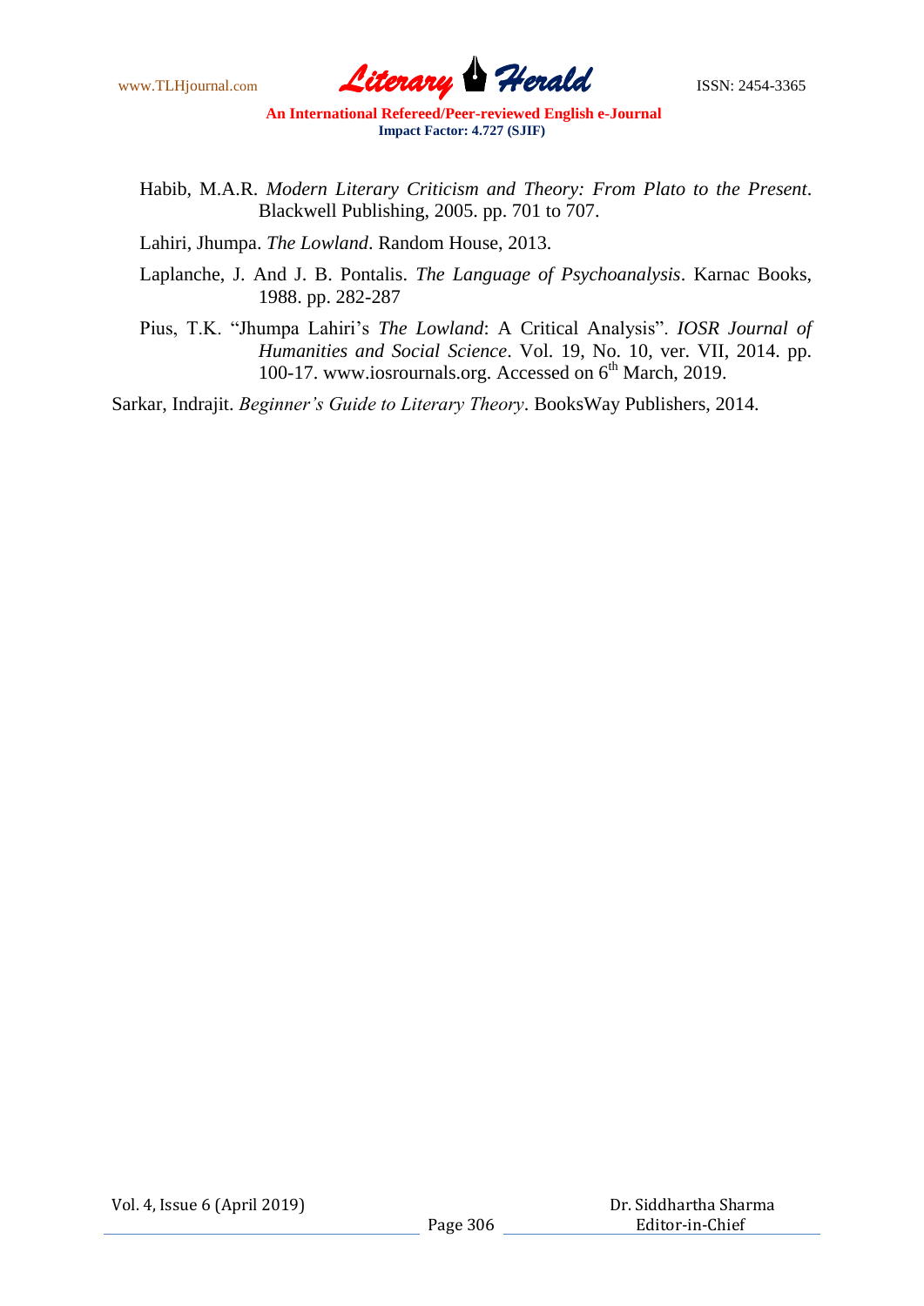Habib, M.A.R. *Modern Literary Criticism and Theory: From Plato to the Present*. Blackwell Publishing, 2005. pp. 701 to 707.

Lahiri, Jhumpa. *The Lowland*. Random House, 2013.

Laplanche, J. And J. B. Pontalis. *The Language of Psychoanalysis*. Karnac Books, 1988. pp. 282-287

Pius, T.K. "Jhumpa Lahiri's *The Lowland*: A Critical Analysis". *IOSR Journal of Humanities and Social Science*. Vol. 19, No. 10, ver. VII, 2014. pp. 100-17. www.iosrournals.org. Accessed on 6th March, 2019.

Sarkar, Indrajit. *Beginner's Guide to Literary Theory*. BooksWay Publishers, 2014.